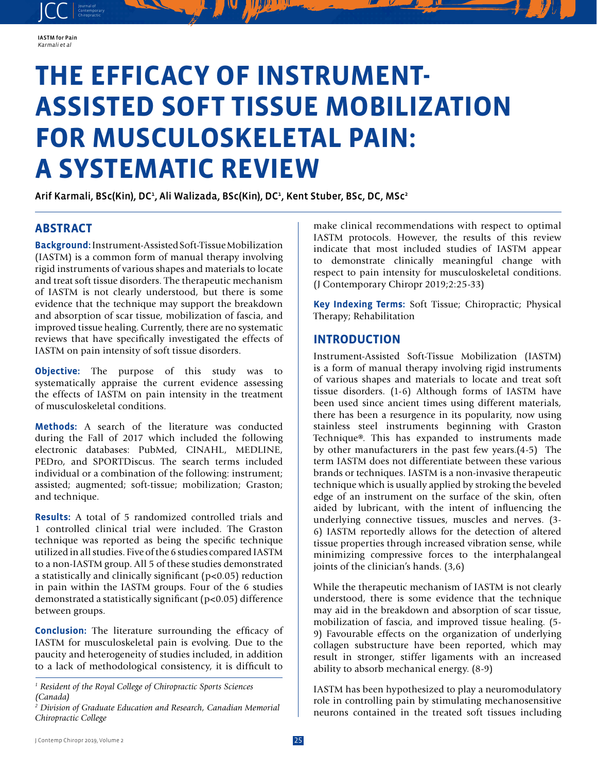# THE EFFICACY OF INSTRUMENT-ASSISTED SOFT TISSUE MOBILIZATION FOR MUSCULOSKELETAL PAIN: A SYSTEMATIC REVIEW

Arif Karmali, BSc(Kin), DC[1], Ali Walizada, BSc(Kin), DC[1], Kent Stuber, BSc, DC, MSc[2]

## ABSTRACT

**Background:** Instrument-Assisted Soft-Tissue Mobilization (IASTM) is a common form of manual therapy involving rigid instruments of various shapes and materials to locate and treat soft tissue disorders. The therapeutic mechanism of IASTM is not clearly understood, but there is some evidence that the technique may support the breakdown and absorption of scar tissue, mobilization of fascia, and improved tissue healing. Currently, there are no systematic reviews that have specifically investigated the effects of IASTM on pain intensity of soft tissue disorders.

**Objective:** The purpose of this study was to systematically appraise the current evidence assessing the effects of IASTM on pain intensity in the treatment of musculoskeletal conditions.

**Methods:** A search of the literature was conducted during the Fall of 2017 which included the following electronic databases: PubMed, CINAHL, MEDLINE, PEDro, and SPORTDiscus. The search terms included individual or a combination of the following: instrument; assisted; augmented; soft-tissue; mobilization; Graston; and technique.

**Results:** A total of 5 randomized controlled trials and 1 controlled clinical trial were included. The Graston technique was reported as being the specific technique utilized in all studies. Five of the 6 studies compared IASTM to a non-IASTM group. All 5 of these studies demonstrated a statistically and clinically significant ($p<0.05$) reduction in pain within the IASTM groups. Four of the 6 studies demonstrated a statistically significant ($p<0.05$) difference between groups.

**Conclusion:** The literature surrounding the efficacy of IASTM for musculoskeletal pain is evolving. Due to the paucity and heterogeneity of studies included, in addition to a lack of methodological consistency, it is difficult to make clinical recommendations with respect to optimal IASTM protocols. However, the results of this review indicate that most included studies of IASTM appear to demonstrate clinically meaningful change with respect to pain intensity for musculoskeletal conditions. (J Contemporary Chiropr 2019;2:25-33)

**Key Indexing Terms:** Soft Tissue; Chiropractic; Physical Therapy; Rehabilitation

## INTRODUCTION

Instrument-Assisted Soft-Tissue Mobilization (IASTM) is a form of manual therapy involving rigid instruments of various shapes and materials to locate and treat soft tissue disorders. (1-6) Although forms of IASTM have been used since ancient times using different materials, there has been a resurgence in its popularity, now using stainless steel instruments beginning with Graston Technique®. This has expanded to instruments made by other manufacturers in the past few years.(4-5) The term IASTM does not differentiate between these various brands or techniques. IASTM is a non-invasive therapeutic technique which is usually applied by stroking the beveled edge of an instrument on the surface of the skin, often aided by lubricant, with the intent of influencing the underlying connective tissues, muscles and nerves. (3-6) IASTM reportedly allows for the detection of altered tissue properties through increased vibration sense, while minimizing compressive forces to the interphalangeal joints of the clinician's hands. (3,6)

While the therapeutic mechanism of IASTM is not clearly understood, there is some evidence that the technique may aid in the breakdown and absorption of scar tissue, mobilization of fascia, and improved tissue healing. (5-9) Favourable effects on the organization of underlying collagen substructure have been reported, which may result in stronger, stiffer ligaments with an increased ability to absorb mechanical energy. (8-9)

IASTM has been hypothesized to play a neuromodulatory role in controlling pain by stimulating mechanosensitive neurons contained in the treated soft tissues including

[1] *Resident of the Royal College of Chiropractic Sports Sciences (Canada)*

[2] *Division of Graduate Education and Research, Canadian Memorial Chiropractic College*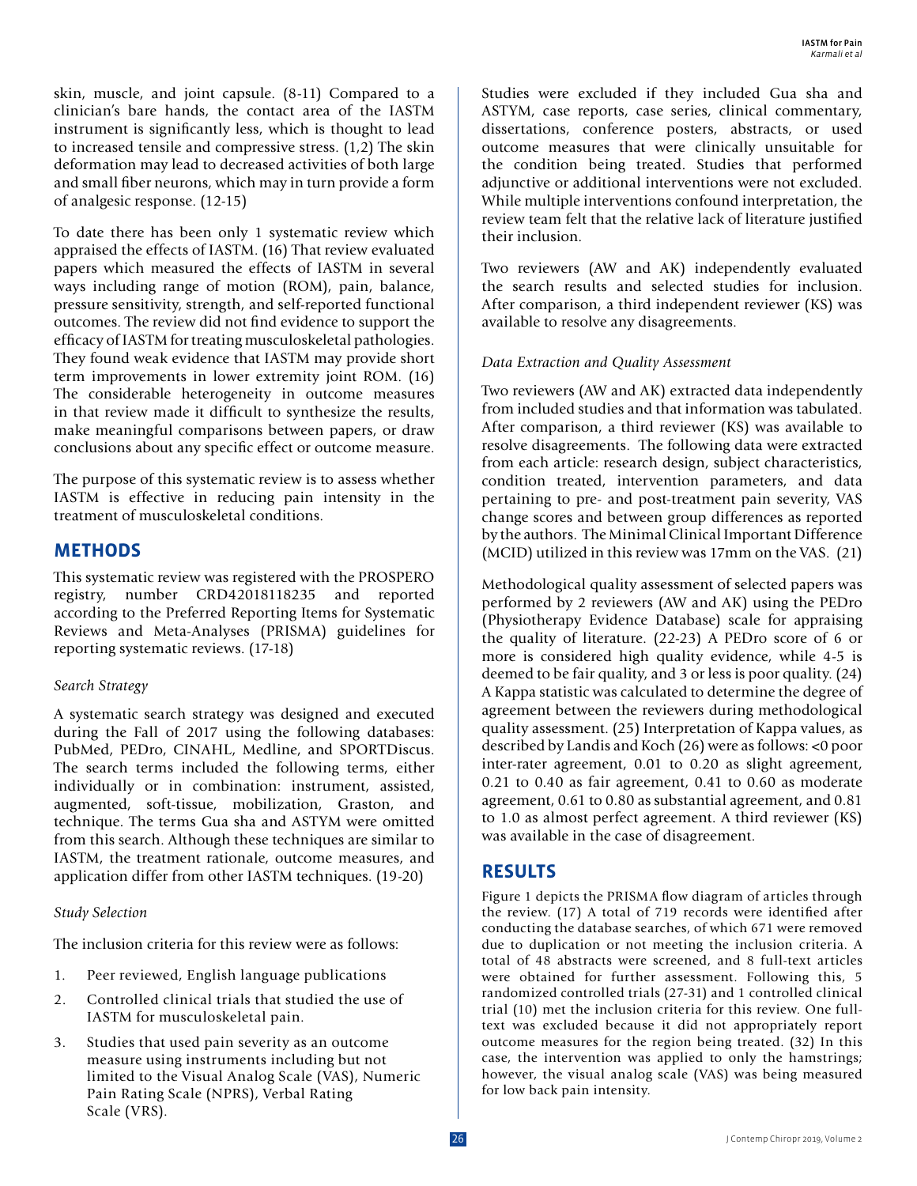skin, muscle, and joint capsule. (8-11) Compared to a clinician's bare hands, the contact area of the IASTM instrument is significantly less, which is thought to lead to increased tensile and compressive stress. (1,2) The skin deformation may lead to decreased activities of both large and small fiber neurons, which may in turn provide a form of analgesic response. (12-15)

To date there has been only 1 systematic review which appraised the effects of IASTM. (16) That review evaluated papers which measured the effects of IASTM in several ways including range of motion (ROM), pain, balance, pressure sensitivity, strength, and self-reported functional outcomes. The review did not find evidence to support the efficacy of IASTM for treating musculoskeletal pathologies. They found weak evidence that IASTM may provide short term improvements in lower extremity joint ROM. (16) The considerable heterogeneity in outcome measures in that review made it difficult to synthesize the results, make meaningful comparisons between papers, or draw conclusions about any specific effect or outcome measure.

The purpose of this systematic review is to assess whether IASTM is effective in reducing pain intensity in the treatment of musculoskeletal conditions.

## METHODS

This systematic review was registered with the PROSPERO registry, number CRD42018118235 and reported according to the Preferred Reporting Items for Systematic Reviews and Meta-Analyses (PRISMA) guidelines for reporting systematic reviews. (17-18)

### *Search Strategy*

A systematic search strategy was designed and executed during the Fall of 2017 using the following databases: PubMed, PEDro, CINAHL, Medline, and SPORTDiscus. The search terms included the following terms, either individually or in combination: instrument, assisted, augmented, soft-tissue, mobilization, Graston, and technique. The terms Gua sha and ASTYM were omitted from this search. Although these techniques are similar to IASTM, the treatment rationale, outcome measures, and application differ from other IASTM techniques. (19-20)

### *Study Selection*

The inclusion criteria for this review were as follows:

1. Peer reviewed, English language publications
2. Controlled clinical trials that studied the use of IASTM for musculoskeletal pain.
3. Studies that used pain severity as an outcome measure using instruments including but not limited to the Visual Analog Scale (VAS), Numeric Pain Rating Scale (NPRS), Verbal Rating Scale (VRS).

Studies were excluded if they included Gua sha and ASTYM, case reports, case series, clinical commentary, dissertations, conference posters, abstracts, or used outcome measures that were clinically unsuitable for the condition being treated. Studies that performed adjunctive or additional interventions were not excluded. While multiple interventions confound interpretation, the review team felt that the relative lack of literature justified their inclusion.

Two reviewers (AW and AK) independently evaluated the search results and selected studies for inclusion. After comparison, a third independent reviewer (KS) was available to resolve any disagreements.

### *Data Extraction and Quality Assessment*

Two reviewers (AW and AK) extracted data independently from included studies and that information was tabulated. After comparison, a third reviewer (KS) was available to resolve disagreements. The following data were extracted from each article: research design, subject characteristics, condition treated, intervention parameters, and data pertaining to pre- and post-treatment pain severity, VAS change scores and between group differences as reported by the authors. The Minimal Clinical Important Difference (MCID) utilized in this review was 17mm on the VAS. (21)

Methodological quality assessment of selected papers was performed by 2 reviewers (AW and AK) using the PEDro (Physiotherapy Evidence Database) scale for appraising the quality of literature. (22-23) A PEDro score of 6 or more is considered high quality evidence, while 4-5 is deemed to be fair quality, and 3 or less is poor quality. (24) A Kappa statistic was calculated to determine the degree of agreement between the reviewers during methodological quality assessment. (25) Interpretation of Kappa values, as described by Landis and Koch (26) were as follows: <0 poor inter-rater agreement, 0.01 to 0.20 as slight agreement, 0.21 to 0.40 as fair agreement, 0.41 to 0.60 as moderate agreement, 0.61 to 0.80 as substantial agreement, and 0.81 to 1.0 as almost perfect agreement. A third reviewer (KS) was available in the case of disagreement.

## RESULTS

Figure 1 depicts the PRISMA flow diagram of articles through the review. (17) A total of 719 records were identified after conducting the database searches, of which 671 were removed due to duplication or not meeting the inclusion criteria. A total of 48 abstracts were screened, and 8 full-text articles were obtained for further assessment. Following this, 5 randomized controlled trials (27-31) and 1 controlled clinical trial (10) met the inclusion criteria for this review. One full-text was excluded because it did not appropriately report outcome measures for the region being treated. (32) In this case, the intervention was applied to only the hamstrings; however, the visual analog scale (VAS) was being measured for low back pain intensity.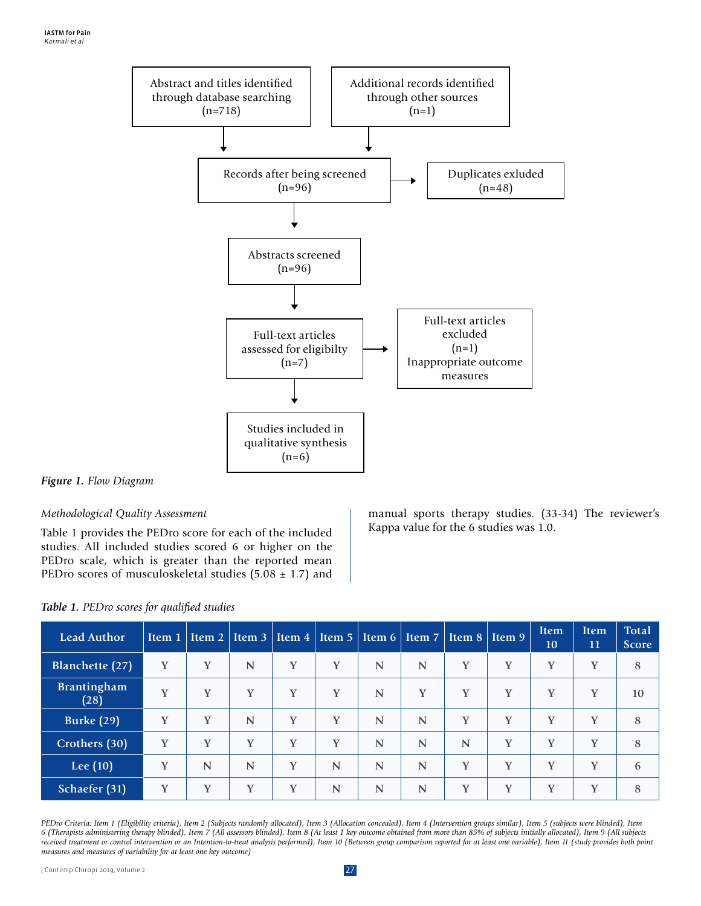Abstract and titles identified through database searching (n=718)

Additional records identified through other sources (n=1)

Records after being screened (n=96)

Duplicates exluded (n=48)

Abstracts screened (n=96)

Full-text articles assessed for eligibilty (n=7)

Full-text articles excluded (n=1) Inappropriate outcome measures

Studies included in qualitative synthesis (n=6)

***Figure 1.*** *Flow Diagram*

*Methodological Quality Assessment*

Table 1 provides the PEDro score for each of the included studies. All included studies scored 6 or higher on the PEDro scale, which is greater than the reported mean PEDro scores of musculoskeletal studies (5.08 ± 1.7) and manual sports therapy studies. (33-34) The reviewer's Kappa value for the 6 studies was 1.0.

***Table 1.*** *PEDro scores for qualified studies*

| Lead Author | Item 1 | Item 2 | Item 3 | Item 4 | Item 5 | Item 6 | Item 7 | Item 8 | Item 9 | Item 10 | Item 11 | Total Score |
|---|---|---|---|---|---|---|---|---|---|---|---|---|
| Blanchette (27) | Y | Y | N | Y | Y | N | N | Y | Y | Y | Y | 8 |
| Brantingham (28) | Y | Y | Y | Y | Y | N | Y | Y | Y | Y | Y | 10 |
| Burke (29) | Y | Y | N | Y | Y | N | N | Y | Y | Y | Y | 8 |
| Crothers (30) | Y | Y | Y | Y | Y | N | N | N | Y | Y | Y | 8 |
| Lee (10) | Y | N | N | Y | N | N | N | Y | Y | Y | Y | 6 |
| Schaefer (31) | Y | Y | Y | Y | N | N | N | Y | Y | Y | Y | 8 |

*PEDro Criteria: Item 1 (Eligibility criteria), Item 2 (Subjects randomly allocated), Item 3 (Allocation concealed), Item 4 (Intervention groups similar), Item 5 (subjects were blinded), Item 6 (Therapists administering therapy blinded), Item 7 (All assessors blinded), Item 8 (At least 1 key outcome obtained from more than 85% of subjects initially allocated), Item 9 (All subjects received treatment or control intervention or an Intention-to-treat analysis performed), Item 10 (Between group comparison reported for at least one variable), Item 11 (study provides both point measures and measures of variability for at least one key outcome)*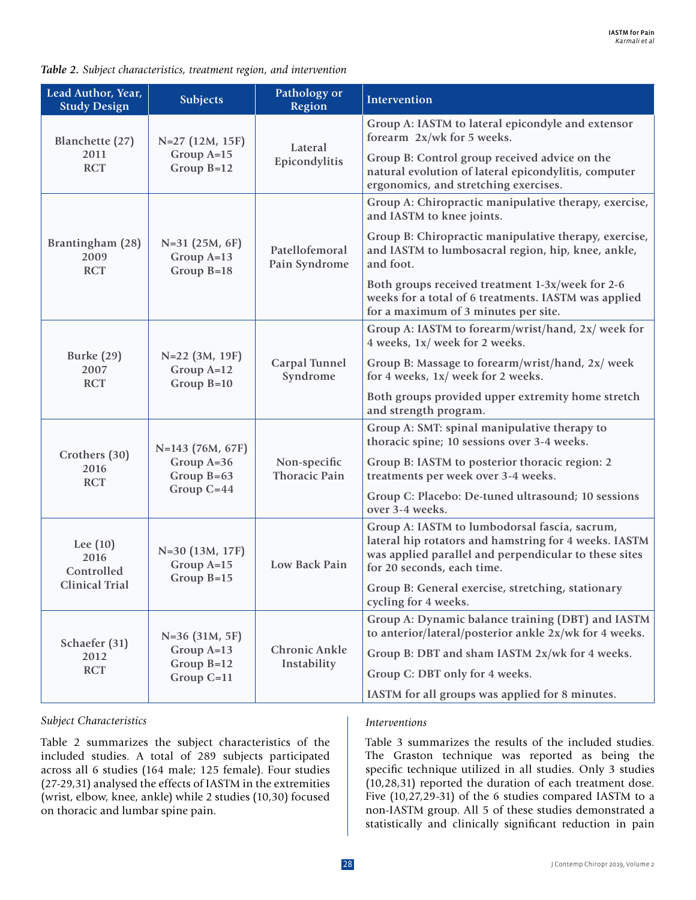*Table 2. Subject characteristics, treatment region, and intervention*

| Lead Author, Year, Study Design | Subjects | Pathology or Region | Intervention |
|---|---|---|---|
| Blanchette (27) 2011 RCT | N=27 (12M, 15F) Group A=15 Group B=12 | Lateral Epicondylitis | Group A: IASTM to lateral epicondyle and extensor forearm 2x/wk for 5 weeks. Group B: Control group received advice on the natural evolution of lateral epicondylitis, computer ergonomics, and stretching exercises. |
| Brantingham (28) 2009 RCT | N=31 (25M, 6F) Group A=13 Group B=18 | Patellofemoral Pain Syndrome | Group A: Chiropractic manipulative therapy, exercise, and IASTM to knee joints. Group B: Chiropractic manipulative therapy, exercise, and IASTM to lumbosacral region, hip, knee, ankle, and foot. Both groups received treatment 1-3x/week for 2-6 weeks for a total of 6 treatments. IASTM was applied for a maximum of 3 minutes per site. |
| Burke (29) 2007 RCT | N=22 (3M, 19F) Group A=12 Group B=10 | Carpal Tunnel Syndrome | Group A: IASTM to forearm/wrist/hand, 2x/ week for 4 weeks, 1x/ week for 2 weeks. Group B: Massage to forearm/wrist/hand, 2x/ week for 4 weeks, 1x/ week for 2 weeks. Both groups provided upper extremity home stretch and strength program. |
| Crothers (30) 2016 RCT | N=143 (76M, 67F) Group A=36 Group B=63 Group C=44 | Non-specific Thoracic Pain | Group A: SMT: spinal manipulative therapy to thoracic spine; 10 sessions over 3-4 weeks. Group B: IASTM to posterior thoracic region: 2 treatments per week over 3-4 weeks. Group C: Placebo: De-tuned ultrasound; 10 sessions over 3-4 weeks. |
| Lee (10) 2016 Controlled Clinical Trial | N=30 (13M, 17F) Group A=15 Group B=15 | Low Back Pain | Group A: IASTM to lumbodorsal fascia, sacrum, lateral hip rotators and hamstring for 4 weeks. IASTM was applied parallel and perpendicular to these sites for 20 seconds, each time. Group B: General exercise, stretching, stationary cycling for 4 weeks. |
| Schaefer (31) 2012 RCT | N=36 (31M, 5F) Group A=13 Group B=12 Group C=11 | Chronic Ankle Instability | Group A: Dynamic balance training (DBT) and IASTM to anterior/lateral/posterior ankle 2x/wk for 4 weeks. Group B: DBT and sham IASTM 2x/wk for 4 weeks. Group C: DBT only for 4 weeks. IASTM for all groups was applied for 8 minutes. |

*Subject Characteristics*

Table 2 summarizes the subject characteristics of the included studies. A total of 289 subjects participated across all 6 studies (164 male; 125 female). Four studies (27-29,31) analysed the effects of IASTM in the extremities (wrist, elbow, knee, ankle) while 2 studies (10,30) focused on thoracic and lumbar spine pain.

*Interventions*

Table 3 summarizes the results of the included studies. The Graston technique was reported as being the specific technique utilized in all studies. Only 3 studies (10,28,31) reported the duration of each treatment dose. Five (10,27,29-31) of the 6 studies compared IASTM to a non-IASTM group. All 5 of these studies demonstrated a statistically and clinically significant reduction in pain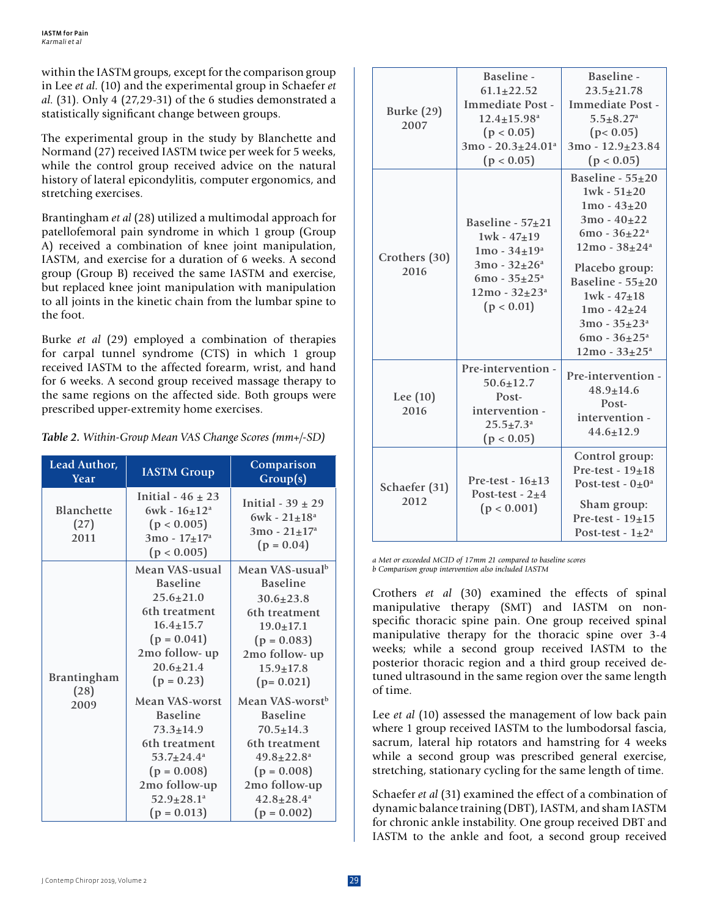within the IASTM groups, except for the comparison group in Lee *et al.* (10) and the experimental group in Schaefer *et al.* (31). Only 4 (27,29-31) of the 6 studies demonstrated a statistically significant change between groups.

The experimental group in the study by Blanchette and Normand (27) received IASTM twice per week for 5 weeks, while the control group received advice on the natural history of lateral epicondylitis, computer ergonomics, and stretching exercises.

Brantingham *et al* (28) utilized a multimodal approach for patellofemoral pain syndrome in which 1 group (Group A) received a combination of knee joint manipulation, IASTM, and exercise for a duration of 6 weeks. A second group (Group B) received the same IASTM and exercise, but replaced knee joint manipulation with manipulation to all joints in the kinetic chain from the lumbar spine to the foot.

Burke *et al* (29) employed a combination of therapies for carpal tunnel syndrome (CTS) in which 1 group received IASTM to the affected forearm, wrist, and hand for 6 weeks. A second group received massage therapy to the same regions on the affected side. Both groups were prescribed upper-extremity home exercises.

***Table 2.*** *Within-Group Mean VAS Change Scores (mm+/-SD)*

| Lead Author, Year | IASTM Group | Comparison Group(s) |
|---|---|---|
| Blanchette (27) 2011 | Initial - 46 ± 23<br>6wk - 16±12[a]<br>($p < 0.005$)<br>3mo - 17±17[a]<br>($p < 0.005$) | Initial - 39 ± 29<br>6wk - 21±18[a]<br>3mo - 21±17[a]<br>($p = 0.04$) |
| Brantingham (28) 2009 | Mean VAS-usual<br>Baseline<br>25.6±21.0<br>6th treatment<br>16.4±15.7<br>($p = 0.041$)<br>2mo follow- up<br>20.6±21.4<br>($p = 0.23$)<br><br>Mean VAS-worst<br>Baseline<br>73.3±14.9<br>6th treatment<br>53.7±24.4[a]<br>($p = 0.008$)<br>2mo follow-up<br>52.9±28.1[a]<br>($p = 0.013$) | Mean VAS-usual[b]<br>Baseline<br>30.6±23.8<br>6th treatment<br>19.0±17.1<br>($p = 0.083$)<br>2mo follow- up<br>15.9±17.8<br>($p = 0.021$)<br><br>Mean VAS-worst[b]<br>Baseline<br>70.5±14.3<br>6th treatment<br>49.8±22.8[a]<br>($p = 0.008$)<br>2mo follow-up<br>42.8±28.4[a]<br>($p = 0.002$) |
| Burke (29) 2007 | Baseline - 61.1±22.52<br>Immediate Post - 12.4±15.98[a]<br>($p < 0.05$)<br>3mo - 20.3±24.01[a]<br>($p < 0.05$) | Baseline - 23.5±21.78<br>Immediate Post - 5.5±8.27[a]<br>($p < 0.05$)<br>3mo - 12.9±23.84<br>($p < 0.05$) |
| Crothers (30) 2016 | Baseline - 57±21<br>1wk - 47±19<br>1mo - 34±19[a]<br>3mo - 32±26[a]<br>6mo - 35±25[a]<br>12mo - 32±23[a]<br>($p < 0.01$) | Baseline - 55±20<br>1wk - 51±20<br>1mo - 43±20<br>3mo - 40±22<br>6mo - 36±22[a]<br>12mo - 38±24[a]<br><br>Placebo group:<br>Baseline - 55±20<br>1wk - 47±18<br>1mo - 42±24<br>3mo - 35±23[a]<br>6mo - 36±25[a]<br>12mo - 33±25[a] |
| Lee (10) 2016 | Pre-intervention - 50.6±12.7<br>Post-intervention - 25.5±7.3[a]<br>($p < 0.05$) | Pre-intervention - 48.9±14.6<br>Post-intervention - 44.6±12.9 |
| Schaefer (31) 2012 | Pre-test - 16±13<br>Post-test - 2±4<br>($p < 0.001$) | Control group:<br>Pre-test - 19±18<br>Post-test - 0±0[a]<br><br>Sham group:<br>Pre-test - 19±15<br>Post-test - 1±2[a] |

*a Met or exceeded MCID of 17mm 21 compared to baseline scores*
*b Comparison group intervention also included IASTM*

Crothers *et al* (30) examined the effects of spinal manipulative therapy (SMT) and IASTM on non-specific thoracic spine pain. One group received spinal manipulative therapy for the thoracic spine over 3-4 weeks; while a second group received IASTM to the posterior thoracic region and a third group received de-tuned ultrasound in the same region over the same length of time.

Lee *et al* (10) assessed the management of low back pain where 1 group received IASTM to the lumbodorsal fascia, sacrum, lateral hip rotators and hamstring for 4 weeks while a second group was prescribed general exercise, stretching, stationary cycling for the same length of time.

Schaefer *et al* (31) examined the effect of a combination of dynamic balance training (DBT), IASTM, and sham IASTM for chronic ankle instability. One group received DBT and IASTM to the ankle and foot, a second group received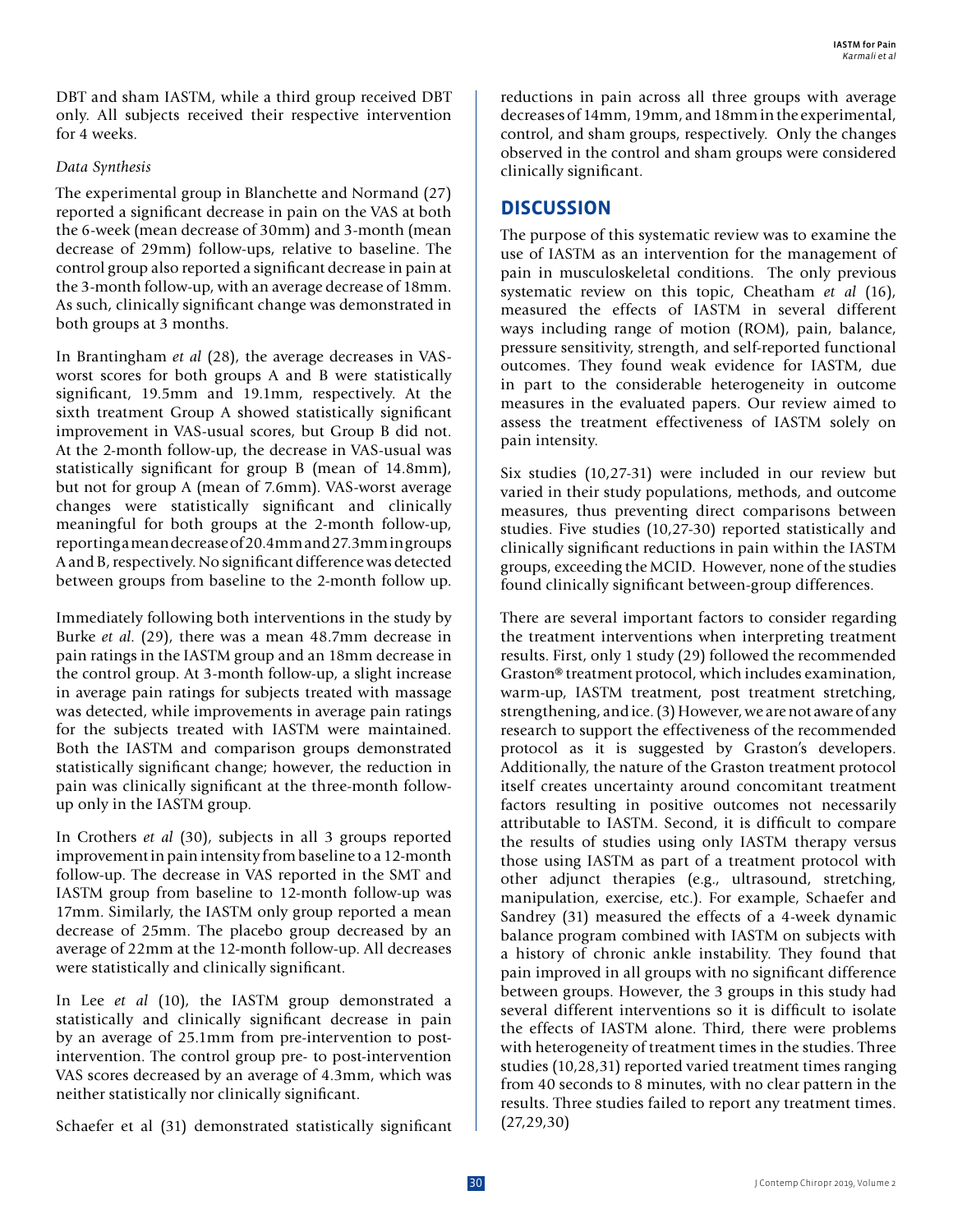DBT and sham IASTM, while a third group received DBT only. All subjects received their respective intervention for 4 weeks.

*Data Synthesis*

The experimental group in Blanchette and Normand (27) reported a significant decrease in pain on the VAS at both the 6-week (mean decrease of 30mm) and 3-month (mean decrease of 29mm) follow-ups, relative to baseline. The control group also reported a significant decrease in pain at the 3-month follow-up, with an average decrease of 18mm. As such, clinically significant change was demonstrated in both groups at 3 months.

In Brantingham *et al* (28), the average decreases in VAS-worst scores for both groups A and B were statistically significant, 19.5mm and 19.1mm, respectively. At the sixth treatment Group A showed statistically significant improvement in VAS-usual scores, but Group B did not. At the 2-month follow-up, the decrease in VAS-usual was statistically significant for group B (mean of 14.8mm), but not for group A (mean of 7.6mm). VAS-worst average changes were statistically significant and clinically meaningful for both groups at the 2-month follow-up, reporting a mean decrease of 20.4mm and 27.3mm in groups A and B, respectively. No significant difference was detected between groups from baseline to the 2-month follow up.

Immediately following both interventions in the study by Burke *et al*. (29), there was a mean 48.7mm decrease in pain ratings in the IASTM group and an 18mm decrease in the control group. At 3-month follow-up, a slight increase in average pain ratings for subjects treated with massage was detected, while improvements in average pain ratings for the subjects treated with IASTM were maintained. Both the IASTM and comparison groups demonstrated statistically significant change; however, the reduction in pain was clinically significant at the three-month follow-up only in the IASTM group.

In Crothers *et al* (30), subjects in all 3 groups reported improvement in pain intensity from baseline to a 12-month follow-up. The decrease in VAS reported in the SMT and IASTM group from baseline to 12-month follow-up was 17mm. Similarly, the IASTM only group reported a mean decrease of 25mm. The placebo group decreased by an average of 22mm at the 12-month follow-up. All decreases were statistically and clinically significant.

In Lee *et al* (10), the IASTM group demonstrated a statistically and clinically significant decrease in pain by an average of 25.1mm from pre-intervention to post-intervention. The control group pre- to post-intervention VAS scores decreased by an average of 4.3mm, which was neither statistically nor clinically significant.

Schaefer et al (31) demonstrated statistically significant reductions in pain across all three groups with average decreases of 14mm, 19mm, and 18mm in the experimental, control, and sham groups, respectively. Only the changes observed in the control and sham groups were considered clinically significant.

## DISCUSSION

The purpose of this systematic review was to examine the use of IASTM as an intervention for the management of pain in musculoskeletal conditions. The only previous systematic review on this topic, Cheatham *et al* (16), measured the effects of IASTM in several different ways including range of motion (ROM), pain, balance, pressure sensitivity, strength, and self-reported functional outcomes. They found weak evidence for IASTM, due in part to the considerable heterogeneity in outcome measures in the evaluated papers. Our review aimed to assess the treatment effectiveness of IASTM solely on pain intensity.

Six studies (10,27-31) were included in our review but varied in their study populations, methods, and outcome measures, thus preventing direct comparisons between studies. Five studies (10,27-30) reported statistically and clinically significant reductions in pain within the IASTM groups, exceeding the MCID. However, none of the studies found clinically significant between-group differences.

There are several important factors to consider regarding the treatment interventions when interpreting treatment results. First, only 1 study (29) followed the recommended Graston® treatment protocol, which includes examination, warm-up, IASTM treatment, post treatment stretching, strengthening, and ice. (3) However, we are not aware of any research to support the effectiveness of the recommended protocol as it is suggested by Graston's developers. Additionally, the nature of the Graston treatment protocol itself creates uncertainty around concomitant treatment factors resulting in positive outcomes not necessarily attributable to IASTM. Second, it is difficult to compare the results of studies using only IASTM therapy versus those using IASTM as part of a treatment protocol with other adjunct therapies (e.g., ultrasound, stretching, manipulation, exercise, etc.). For example, Schaefer and Sandrey (31) measured the effects of a 4-week dynamic balance program combined with IASTM on subjects with a history of chronic ankle instability. They found that pain improved in all groups with no significant difference between groups. However, the 3 groups in this study had several different interventions so it is difficult to isolate the effects of IASTM alone. Third, there were problems with heterogeneity of treatment times in the studies. Three studies (10,28,31) reported varied treatment times ranging from 40 seconds to 8 minutes, with no clear pattern in the results. Three studies failed to report any treatment times. (27,29,30)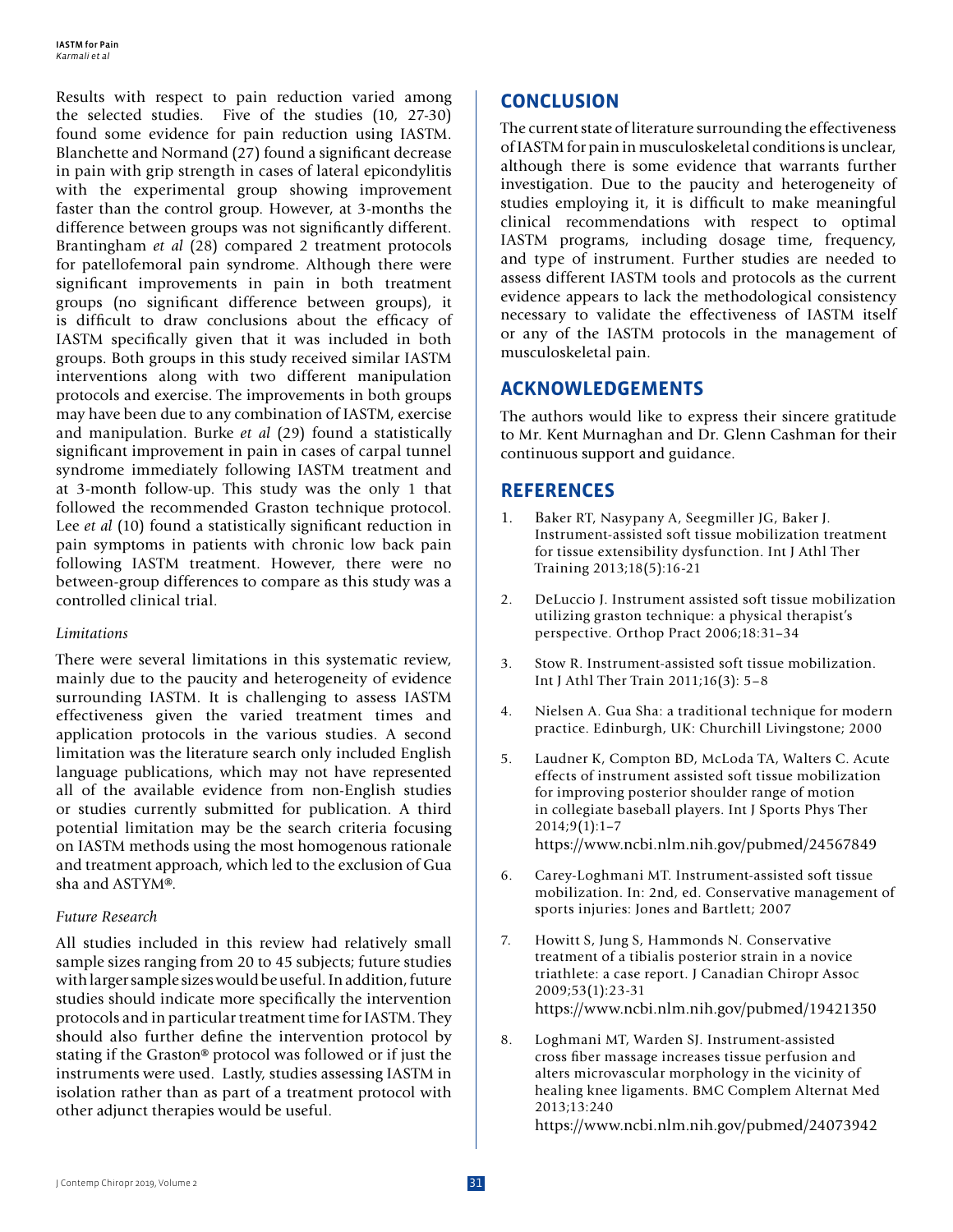Results with respect to pain reduction varied among the selected studies. Five of the studies (10, 27-30) found some evidence for pain reduction using IASTM. Blanchette and Normand (27) found a significant decrease in pain with grip strength in cases of lateral epicondylitis with the experimental group showing improvement faster than the control group. However, at 3-months the difference between groups was not significantly different. Brantingham *et al* (28) compared 2 treatment protocols for patellofemoral pain syndrome. Although there were significant improvements in pain in both treatment groups (no significant difference between groups), it is difficult to draw conclusions about the efficacy of IASTM specifically given that it was included in both groups. Both groups in this study received similar IASTM interventions along with two different manipulation protocols and exercise. The improvements in both groups may have been due to any combination of IASTM, exercise and manipulation. Burke *et al* (29) found a statistically significant improvement in pain in cases of carpal tunnel syndrome immediately following IASTM treatment and at 3-month follow-up. This study was the only 1 that followed the recommended Graston technique protocol. Lee *et al* (10) found a statistically significant reduction in pain symptoms in patients with chronic low back pain following IASTM treatment. However, there were no between-group differences to compare as this study was a controlled clinical trial.

### *Limitations*

There were several limitations in this systematic review, mainly due to the paucity and heterogeneity of evidence surrounding IASTM. It is challenging to assess IASTM effectiveness given the varied treatment times and application protocols in the various studies. A second limitation was the literature search only included English language publications, which may not have represented all of the available evidence from non-English studies or studies currently submitted for publication. A third potential limitation may be the search criteria focusing on IASTM methods using the most homogenous rationale and treatment approach, which led to the exclusion of Gua sha and ASTYM®.

### *Future Research*

All studies included in this review had relatively small sample sizes ranging from 20 to 45 subjects; future studies with larger sample sizes would be useful. In addition, future studies should indicate more specifically the intervention protocols and in particular treatment time for IASTM. They should also further define the intervention protocol by stating if the Graston® protocol was followed or if just the instruments were used. Lastly, studies assessing IASTM in isolation rather than as part of a treatment protocol with other adjunct therapies would be useful.

## CONCLUSION

The current state of literature surrounding the effectiveness of IASTM for pain in musculoskeletal conditions is unclear, although there is some evidence that warrants further investigation. Due to the paucity and heterogeneity of studies employing it, it is difficult to make meaningful clinical recommendations with respect to optimal IASTM programs, including dosage time, frequency, and type of instrument. Further studies are needed to assess different IASTM tools and protocols as the current evidence appears to lack the methodological consistency necessary to validate the effectiveness of IASTM itself or any of the IASTM protocols in the management of musculoskeletal pain.

## ACKNOWLEDGEMENTS

The authors would like to express their sincere gratitude to Mr. Kent Murnaghan and Dr. Glenn Cashman for their continuous support and guidance.

## REFERENCES

1. Baker RT, Nasypany A, Seegmiller JG, Baker J. Instrument-assisted soft tissue mobilization treatment for tissue extensibility dysfunction. Int J Athl Ther Training 2013;18(5):16-21

2. DeLuccio J. Instrument assisted soft tissue mobilization utilizing graston technique: a physical therapist's perspective. Orthop Pract 2006;18:31–34

3. Stow R. Instrument-assisted soft tissue mobilization. Int J Athl Ther Train 2011;16(3): 5–8

4. Nielsen A. Gua Sha: a traditional technique for modern practice. Edinburgh, UK: Churchill Livingstone; 2000

5. Laudner K, Compton BD, McLoda TA, Walters C. Acute effects of instrument assisted soft tissue mobilization for improving posterior shoulder range of motion in collegiate baseball players. Int J Sports Phys Ther 2014;9(1):1–7 https://www.ncbi.nlm.nih.gov/pubmed/24567849

6. Carey-Loghmani MT. Instrument-assisted soft tissue mobilization. In: 2nd, ed. Conservative management of sports injuries: Jones and Bartlett; 2007

7. Howitt S, Jung S, Hammonds N. Conservative treatment of a tibialis posterior strain in a novice triathlete: a case report. J Canadian Chiropr Assoc 2009;53(1):23-31 https://www.ncbi.nlm.nih.gov/pubmed/19421350

8. Loghmani MT, Warden SJ. Instrument-assisted cross fiber massage increases tissue perfusion and alters microvascular morphology in the vicinity of healing knee ligaments. BMC Complem Alternat Med 2013;13:240 https://www.ncbi.nlm.nih.gov/pubmed/24073942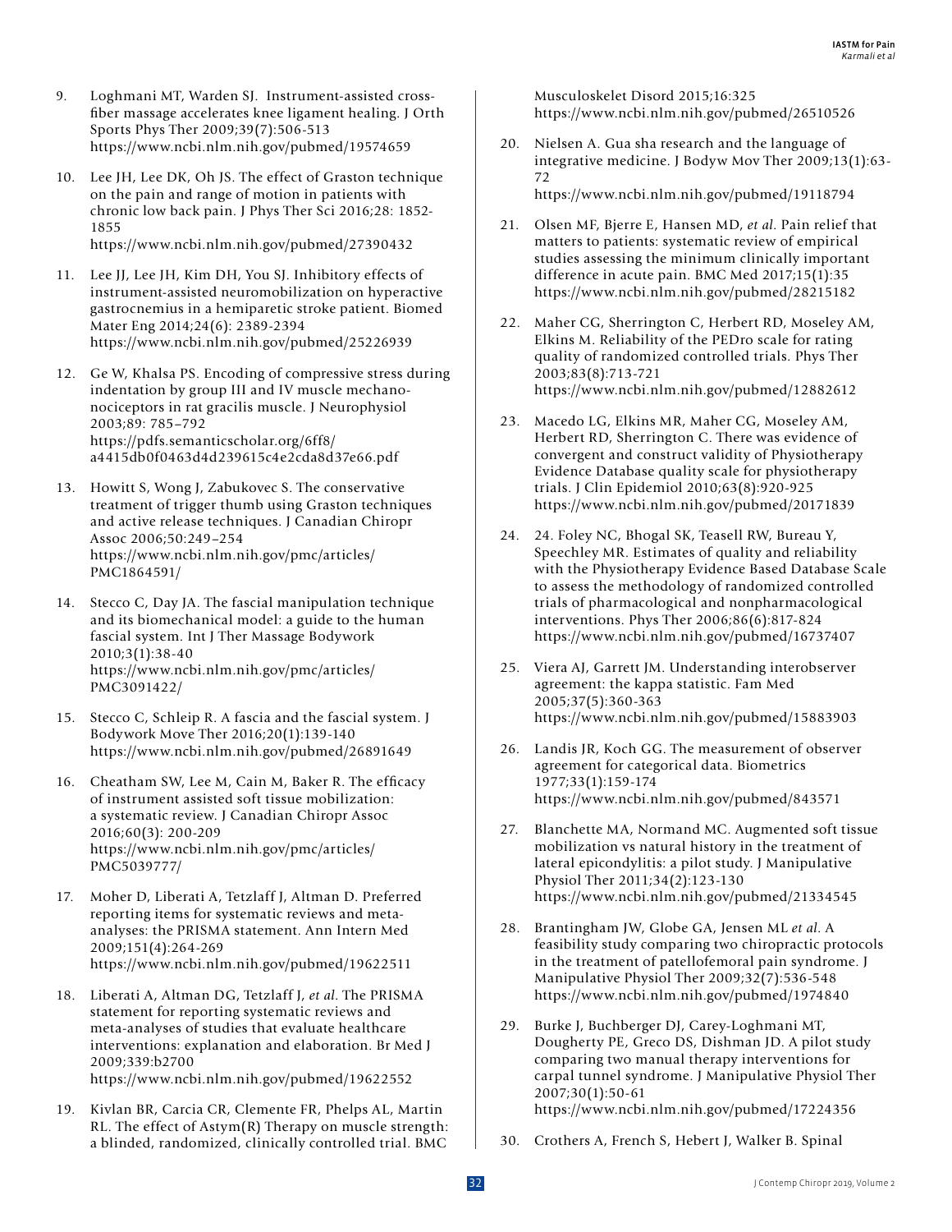9. Loghmani MT, Warden SJ. Instrument-assisted cross-fiber massage accelerates knee ligament healing. J Orth Sports Phys Ther 2009;39(7):506-513 https://www.ncbi.nlm.nih.gov/pubmed/19574659

10. Lee JH, Lee DK, Oh JS. The effect of Graston technique on the pain and range of motion in patients with chronic low back pain. J Phys Ther Sci 2016;28: 1852-1855 https://www.ncbi.nlm.nih.gov/pubmed/27390432

11. Lee JJ, Lee JH, Kim DH, You SJ. Inhibitory effects of instrument-assisted neuromobilization on hyperactive gastrocnemius in a hemiparetic stroke patient. Biomed Mater Eng 2014;24(6): 2389-2394 https://www.ncbi.nlm.nih.gov/pubmed/25226939

12. Ge W, Khalsa PS. Encoding of compressive stress during indentation by group III and IV muscle mechano-nociceptors in rat gracilis muscle. J Neurophysiol 2003;89: 785–792 https://pdfs.semanticscholar.org/6ff8/a4415db0f0463d4d239615c4e2cda8d37e66.pdf

13. Howitt S, Wong J, Zabukovec S. The conservative treatment of trigger thumb using Graston techniques and active release techniques. J Canadian Chiropr Assoc 2006;50:249–254 https://www.ncbi.nlm.nih.gov/pmc/articles/PMC1864591/

14. Stecco C, Day JA. The fascial manipulation technique and its biomechanical model: a guide to the human fascial system. Int J Ther Massage Bodywork 2010;3(1):38-40 https://www.ncbi.nlm.nih.gov/pmc/articles/PMC3091422/

15. Stecco C, Schleip R. A fascia and the fascial system. J Bodywork Move Ther 2016;20(1):139-140 https://www.ncbi.nlm.nih.gov/pubmed/26891649

16. Cheatham SW, Lee M, Cain M, Baker R. The efficacy of instrument assisted soft tissue mobilization: a systematic review. J Canadian Chiropr Assoc 2016;60(3): 200-209 https://www.ncbi.nlm.nih.gov/pmc/articles/PMC5039777/

17. Moher D, Liberati A, Tetzlaff J, Altman D. Preferred reporting items for systematic reviews and meta-analyses: the PRISMA statement. Ann Intern Med 2009;151(4):264-269 https://www.ncbi.nlm.nih.gov/pubmed/19622511

18. Liberati A, Altman DG, Tetzlaff J, *et al*. The PRISMA statement for reporting systematic reviews and meta-analyses of studies that evaluate healthcare interventions: explanation and elaboration. Br Med J 2009;339:b2700 https://www.ncbi.nlm.nih.gov/pubmed/19622552

19. Kivlan BR, Carcia CR, Clemente FR, Phelps AL, Martin RL. The effect of Astym(R) Therapy on muscle strength: a blinded, randomized, clinically controlled trial. BMC Musculoskelet Disord 2015;16:325 https://www.ncbi.nlm.nih.gov/pubmed/26510526

20. Nielsen A. Gua sha research and the language of integrative medicine. J Bodyw Mov Ther 2009;13(1):63-72 https://www.ncbi.nlm.nih.gov/pubmed/19118794

21. Olsen MF, Bjerre E, Hansen MD, *et al*. Pain relief that matters to patients: systematic review of empirical studies assessing the minimum clinically important difference in acute pain. BMC Med 2017;15(1):35 https://www.ncbi.nlm.nih.gov/pubmed/28215182

22. Maher CG, Sherrington C, Herbert RD, Moseley AM, Elkins M. Reliability of the PEDro scale for rating quality of randomized controlled trials. Phys Ther 2003;83(8):713-721 https://www.ncbi.nlm.nih.gov/pubmed/12882612

23. Macedo LG, Elkins MR, Maher CG, Moseley AM, Herbert RD, Sherrington C. There was evidence of convergent and construct validity of Physiotherapy Evidence Database quality scale for physiotherapy trials. J Clin Epidemiol 2010;63(8):920-925 https://www.ncbi.nlm.nih.gov/pubmed/20171839

24. 24. Foley NC, Bhogal SK, Teasell RW, Bureau Y, Speechley MR. Estimates of quality and reliability with the Physiotherapy Evidence Based Database Scale to assess the methodology of randomized controlled trials of pharmacological and nonpharmacological interventions. Phys Ther 2006;86(6):817-824 https://www.ncbi.nlm.nih.gov/pubmed/16737407

25. Viera AJ, Garrett JM. Understanding interobserver agreement: the kappa statistic. Fam Med 2005;37(5):360-363 https://www.ncbi.nlm.nih.gov/pubmed/15883903

26. Landis JR, Koch GG. The measurement of observer agreement for categorical data. Biometrics 1977;33(1):159-174 https://www.ncbi.nlm.nih.gov/pubmed/843571

27. Blanchette MA, Normand MC. Augmented soft tissue mobilization vs natural history in the treatment of lateral epicondylitis: a pilot study. J Manipulative Physiol Ther 2011;34(2):123-130 https://www.ncbi.nlm.nih.gov/pubmed/21334545

28. Brantingham JW, Globe GA, Jensen ML *et al*. A feasibility study comparing two chiropractic protocols in the treatment of patellofemoral pain syndrome. J Manipulative Physiol Ther 2009;32(7):536-548 https://www.ncbi.nlm.nih.gov/pubmed/1974840

29. Burke J, Buchberger DJ, Carey-Loghmani MT, Dougherty PE, Greco DS, Dishman JD. A pilot study comparing two manual therapy interventions for carpal tunnel syndrome. J Manipulative Physiol Ther 2007;30(1):50-61 https://www.ncbi.nlm.nih.gov/pubmed/17224356

30. Crothers A, French S, Hebert J, Walker B. Spinal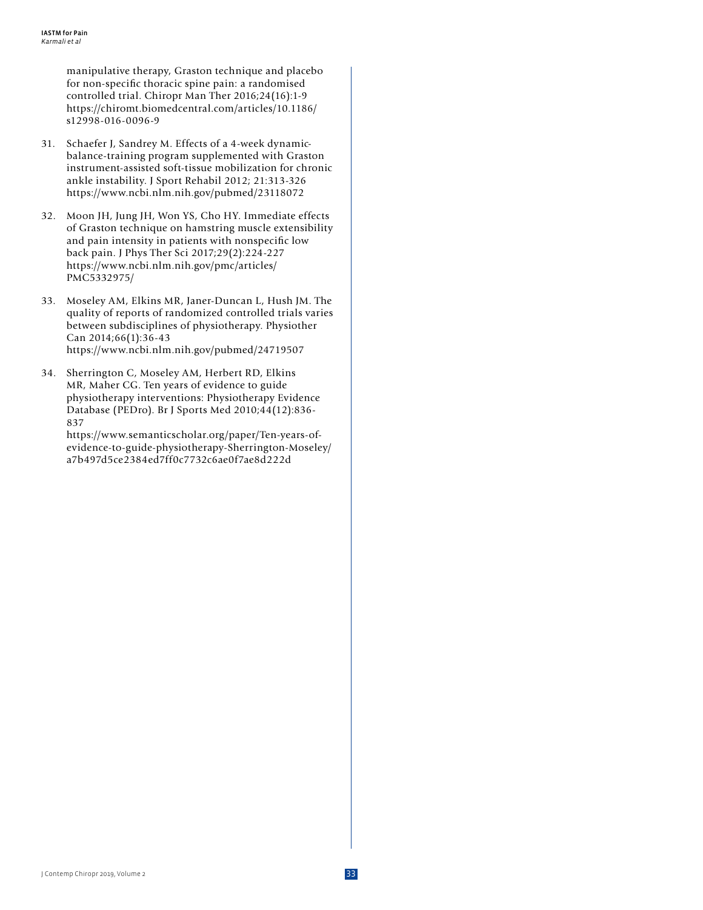manipulative therapy, Graston technique and placebo for non-specific thoracic spine pain: a randomised controlled trial. Chiropr Man Ther 2016;24(16):1-9 https://chiromt.biomedcentral.com/articles/10.1186/s12998-016-0096-9

31. Schaefer J, Sandrey M. Effects of a 4-week dynamic-balance-training program supplemented with Graston instrument-assisted soft-tissue mobilization for chronic ankle instability. J Sport Rehabil 2012; 21:313-326 https://www.ncbi.nlm.nih.gov/pubmed/23118072

32. Moon JH, Jung JH, Won YS, Cho HY. Immediate effects of Graston technique on hamstring muscle extensibility and pain intensity in patients with nonspecific low back pain. J Phys Ther Sci 2017;29(2):224-227 https://www.ncbi.nlm.nih.gov/pmc/articles/PMC5332975/

33. Moseley AM, Elkins MR, Janer-Duncan L, Hush JM. The quality of reports of randomized controlled trials varies between subdisciplines of physiotherapy. Physiother Can 2014;66(1):36-43 https://www.ncbi.nlm.nih.gov/pubmed/24719507

34. Sherrington C, Moseley AM, Herbert RD, Elkins MR, Maher CG. Ten years of evidence to guide physiotherapy interventions: Physiotherapy Evidence Database (PEDro). Br J Sports Med 2010;44(12):836-837 https://www.semanticscholar.org/paper/Ten-years-of-evidence-to-guide-physiotherapy-Sherrington-Moseley/a7b497d5ce2384ed7ff0c7732c6ae0f7ae8d222d